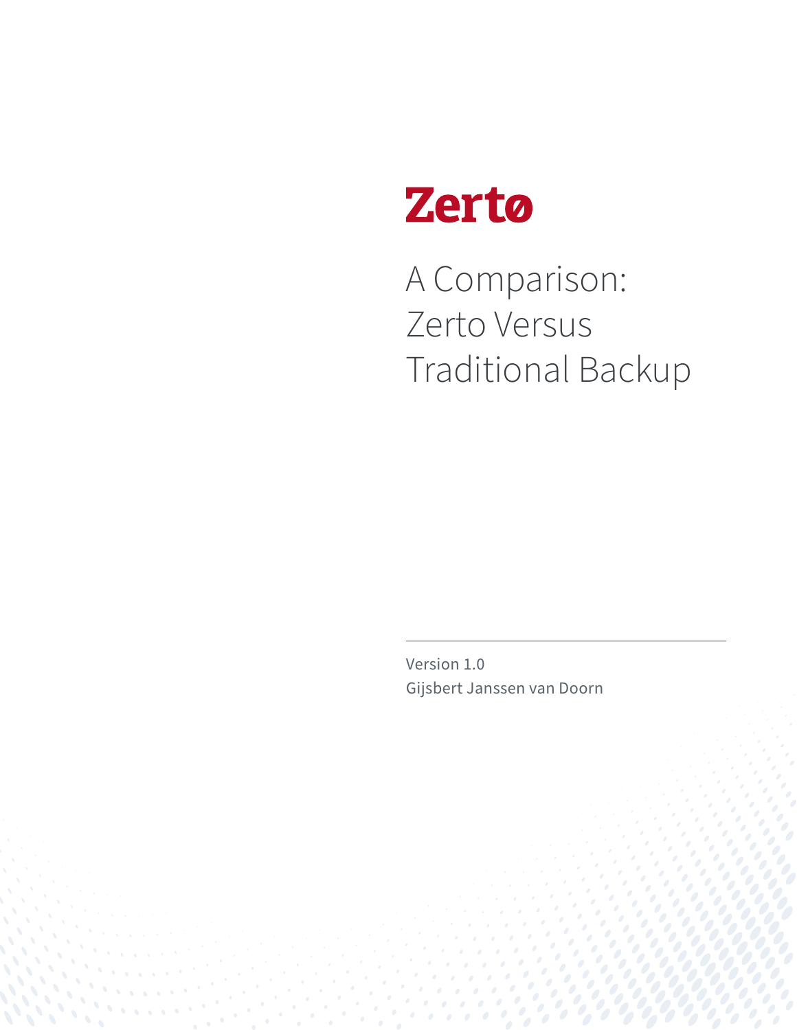Zertø

# A Comparison: Zerto Versus Traditional Backup

Version 1.0
Gijsbert Janssen van Doorn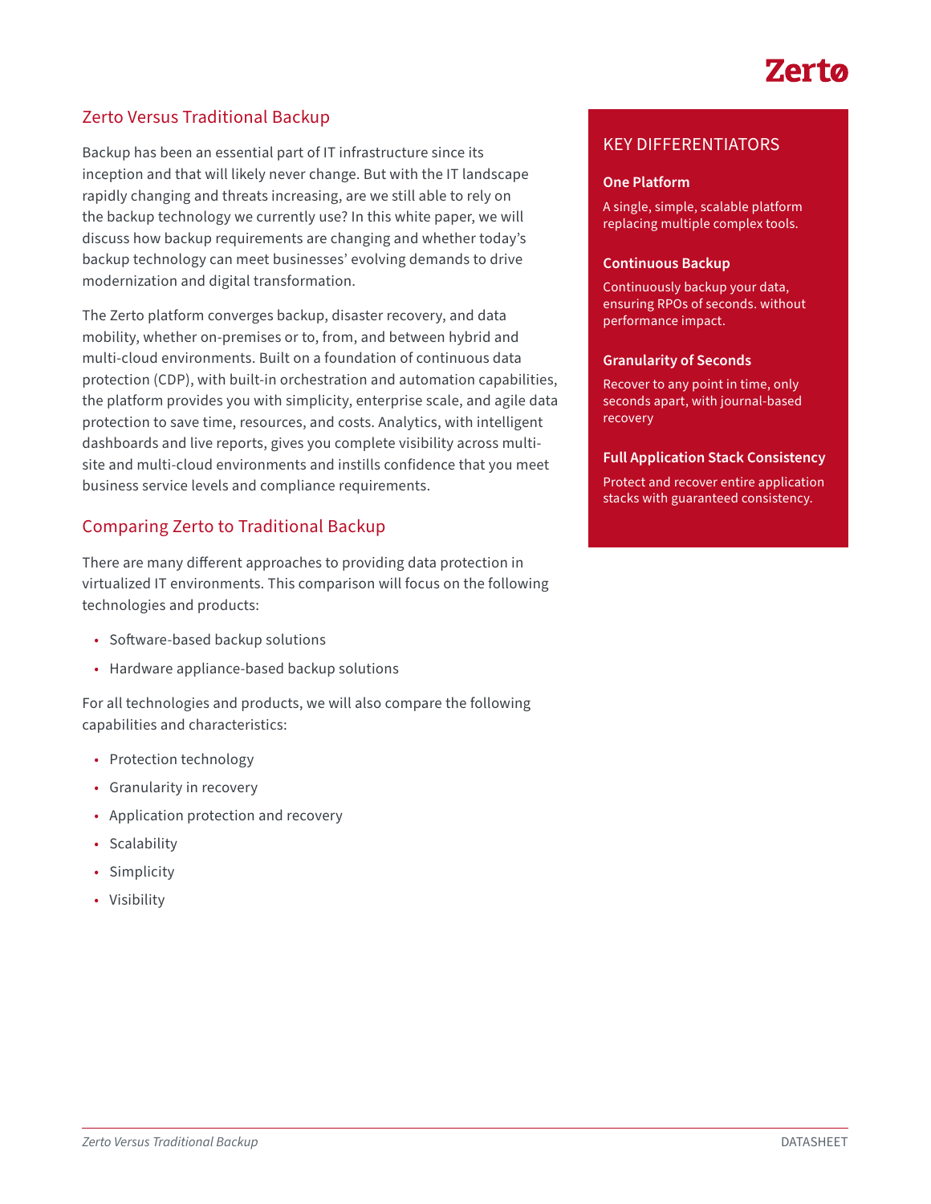## Zerto Versus Traditional Backup

Backup has been an essential part of IT infrastructure since its inception and that will likely never change. But with the IT landscape rapidly changing and threats increasing, are we still able to rely on the backup technology we currently use? In this white paper, we will discuss how backup requirements are changing and whether today's backup technology can meet businesses' evolving demands to drive modernization and digital transformation.

The Zerto platform converges backup, disaster recovery, and data mobility, whether on-premises or to, from, and between hybrid and multi-cloud environments. Built on a foundation of continuous data protection (CDP), with built-in orchestration and automation capabilities, the platform provides you with simplicity, enterprise scale, and agile data protection to save time, resources, and costs. Analytics, with intelligent dashboards and live reports, gives you complete visibility across multi-site and multi-cloud environments and instills confidence that you meet business service levels and compliance requirements.

## Comparing Zerto to Traditional Backup

There are many different approaches to providing data protection in virtualized IT environments. This comparison will focus on the following technologies and products:

- Software-based backup solutions
- Hardware appliance-based backup solutions

For all technologies and products, we will also compare the following capabilities and characteristics:

- Protection technology
- Granularity in recovery
- Application protection and recovery
- Scalability
- Simplicity
- Visibility

### KEY DIFFERENTIATORS

**One Platform**

A single, simple, scalable platform replacing multiple complex tools.

**Continuous Backup**

Continuously backup your data, ensuring RPOs of seconds. without performance impact.

**Granularity of Seconds**

Recover to any point in time, only seconds apart, with journal-based recovery

**Full Application Stack Consistency**

Protect and recover entire application stacks with guaranteed consistency.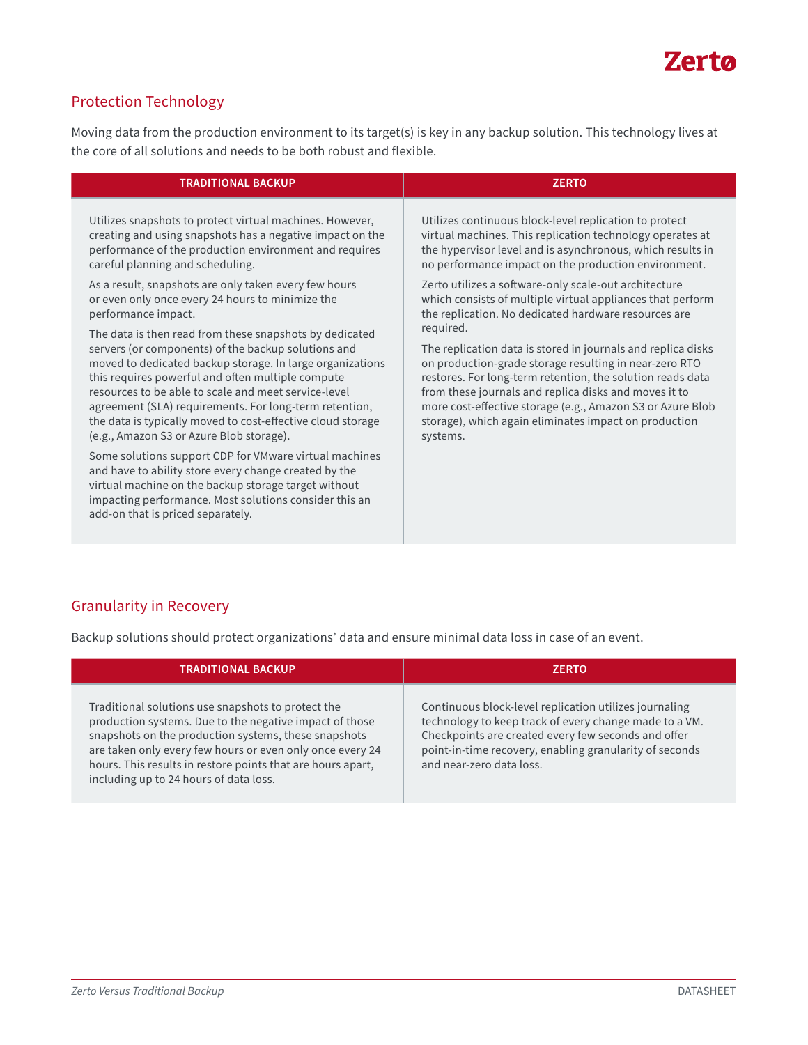## Protection Technology

Moving data from the production environment to its target(s) is key in any backup solution. This technology lives at the core of all solutions and needs to be both robust and flexible.

| TRADITIONAL BACKUP | ZERTO |
|---|---|
| Utilizes snapshots to protect virtual machines. However, creating and using snapshots has a negative impact on the performance of the production environment and requires careful planning and scheduling.<br><br>As a result, snapshots are only taken every few hours or even only once every 24 hours to minimize the performance impact.<br><br>The data is then read from these snapshots by dedicated servers (or components) of the backup solutions and moved to dedicated backup storage. In large organizations this requires powerful and often multiple compute resources to be able to scale and meet service-level agreement (SLA) requirements. For long-term retention, the data is typically moved to cost-effective cloud storage (e.g., Amazon S3 or Azure Blob storage).<br><br>Some solutions support CDP for VMware virtual machines and have to ability store every change created by the virtual machine on the backup storage target without impacting performance. Most solutions consider this an add-on that is priced separately. | Utilizes continuous block-level replication to protect virtual machines. This replication technology operates at the hypervisor level and is asynchronous, which results in no performance impact on the production environment.<br><br>Zerto utilizes a software-only scale-out architecture which consists of multiple virtual appliances that perform the replication. No dedicated hardware resources are required.<br><br>The replication data is stored in journals and replica disks on production-grade storage resulting in near-zero RTO restores. For long-term retention, the solution reads data from these journals and replica disks and moves it to more cost-effective storage (e.g., Amazon S3 or Azure Blob storage), which again eliminates impact on production systems. |

## Granularity in Recovery

Backup solutions should protect organizations' data and ensure minimal data loss in case of an event.

| TRADITIONAL BACKUP | ZERTO |
|---|---|
| Traditional solutions use snapshots to protect the production systems. Due to the negative impact of those snapshots on the production systems, these snapshots are taken only every few hours or even only once every 24 hours. This results in restore points that are hours apart, including up to 24 hours of data loss. | Continuous block-level replication utilizes journaling technology to keep track of every change made to a VM. Checkpoints are created every few seconds and offer point-in-time recovery, enabling granularity of seconds and near-zero data loss. |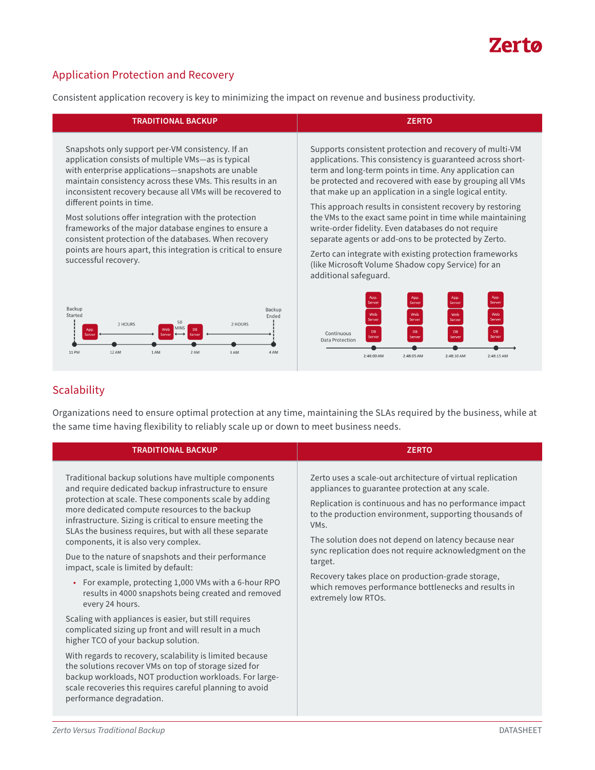## Application Protection and Recovery

Consistent application recovery is key to minimizing the impact on revenue and business productivity.

| TRADITIONAL BACKUP | ZERTO |
|---|---|
| Snapshots only support per-VM consistency. If an application consists of multiple VMs—as is typical with enterprise applications—snapshots are unable maintain consistency across these VMs. This results in an inconsistent recovery because all VMs will be recovered to different points in time.<br><br>Most solutions offer integration with the protection frameworks of the major database engines to ensure a consistent protection of the databases. When recovery points are hours apart, this integration is critical to ensure successful recovery. | Supports consistent protection and recovery of multi-VM applications. This consistency is guaranteed across short-term and long-term points in time. Any application can be protected and recovered with ease by grouping all VMs that make up an application in a single logical entity.<br><br>This approach results in consistent recovery by restoring the VMs to the exact same point in time while maintaining write-order fidelity. Even databases do not require separate agents or add-ons to be protected by Zerto.<br><br>Zerto can integrate with existing protection frameworks (like Microsoft Volume Shadow copy Service) for an additional safeguard. |

## Scalability

Organizations need to ensure optimal protection at any time, maintaining the SLAs required by the business, while at the same time having flexibility to reliably scale up or down to meet business needs.

| TRADITIONAL BACKUP | ZERTO |
|---|---|
| Traditional backup solutions have multiple components and require dedicated backup infrastructure to ensure protection at scale. These components scale by adding more dedicated compute resources to the backup infrastructure. Sizing is critical to ensure meeting the SLAs the business requires, but with all these separate components, it is also very complex.<br><br>Due to the nature of snapshots and their performance impact, scale is limited by default:<br>• For example, protecting 1,000 VMs with a 6-hour RPO results in 4000 snapshots being created and removed every 24 hours.<br><br>Scaling with appliances is easier, but still requires complicated sizing up front and will result in a much higher TCO of your backup solution.<br><br>With regards to recovery, scalability is limited because the solutions recover VMs on top of storage sized for backup workloads, NOT production workloads. For large-scale recoveries this requires careful planning to avoid performance degradation. | Zerto uses a scale-out architecture of virtual replication appliances to guarantee protection at any scale.<br><br>Replication is continuous and has no performance impact to the production environment, supporting thousands of VMs.<br><br>The solution does not depend on latency because near sync replication does not require acknowledgment on the target.<br><br>Recovery takes place on production-grade storage, which removes performance bottlenecks and results in extremely low RTOs. |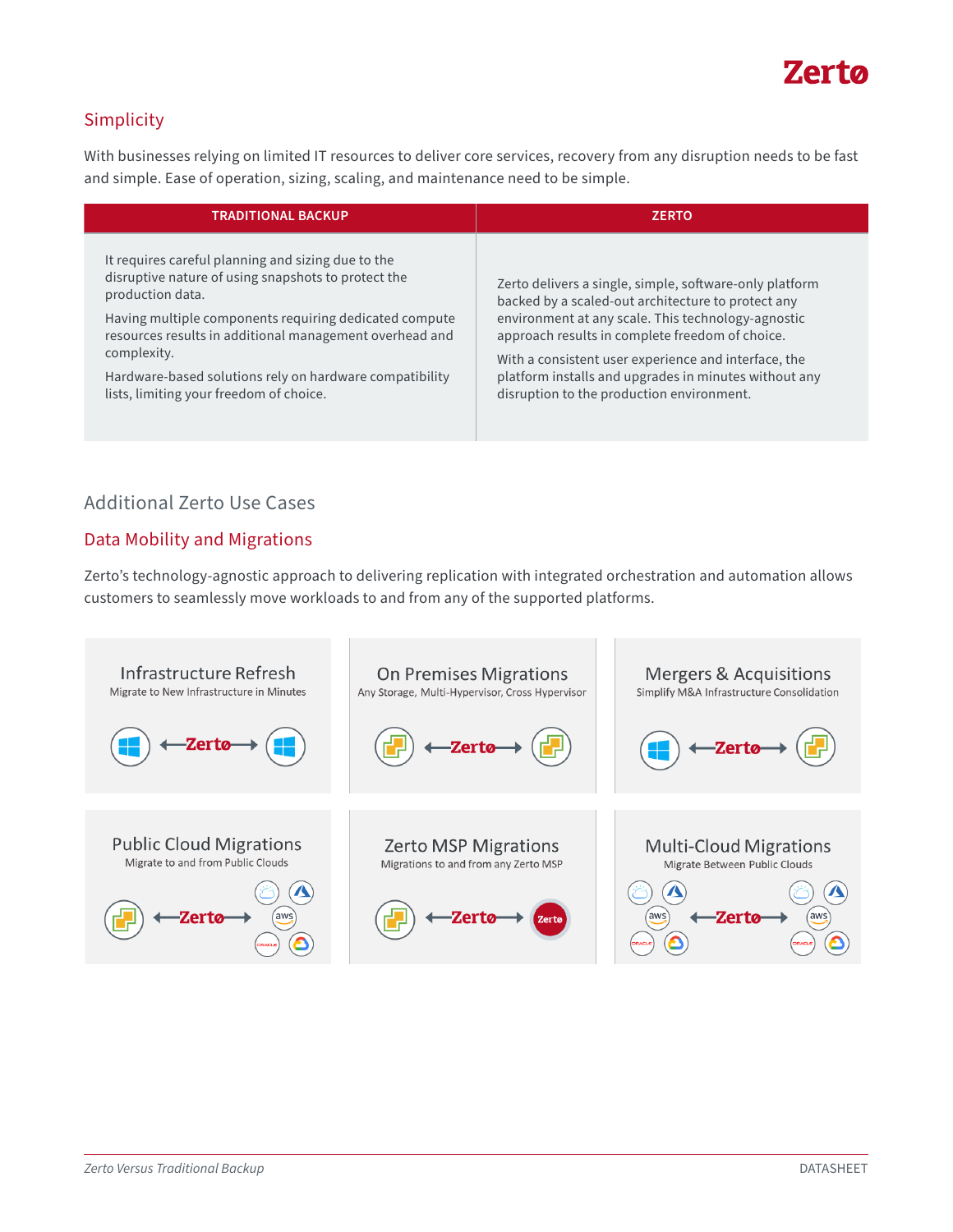## Simplicity

With businesses relying on limited IT resources to deliver core services, recovery from any disruption needs to be fast and simple. Ease of operation, sizing, scaling, and maintenance need to be simple.

| TRADITIONAL BACKUP | ZERTO |
|---|---|
| It requires careful planning and sizing due to the disruptive nature of using snapshots to protect the production data.<br><br>Having multiple components requiring dedicated compute resources results in additional management overhead and complexity.<br><br>Hardware-based solutions rely on hardware compatibility lists, limiting your freedom of choice. | Zerto delivers a single, simple, software-only platform backed by a scaled-out architecture to protect any environment at any scale. This technology-agnostic approach results in complete freedom of choice.<br><br>With a consistent user experience and interface, the platform installs and upgrades in minutes without any disruption to the production environment. |

## Additional Zerto Use Cases

### Data Mobility and Migrations

Zerto's technology-agnostic approach to delivering replication with integrated orchestration and automation allows customers to seamlessly move workloads to and from any of the supported platforms.

**Infrastructure Refresh**
Migrate to New Infrastructure in Minutes

**On Premises Migrations**
Any Storage, Multi-Hypervisor, Cross Hypervisor

**Mergers & Acquisitions**
Simplify M&A Infrastructure Consolidation

**Public Cloud Migrations**
Migrate to and from Public Clouds

**Zerto MSP Migrations**
Migrations to and from any Zerto MSP

**Multi-Cloud Migrations**
Migrate Between Public Clouds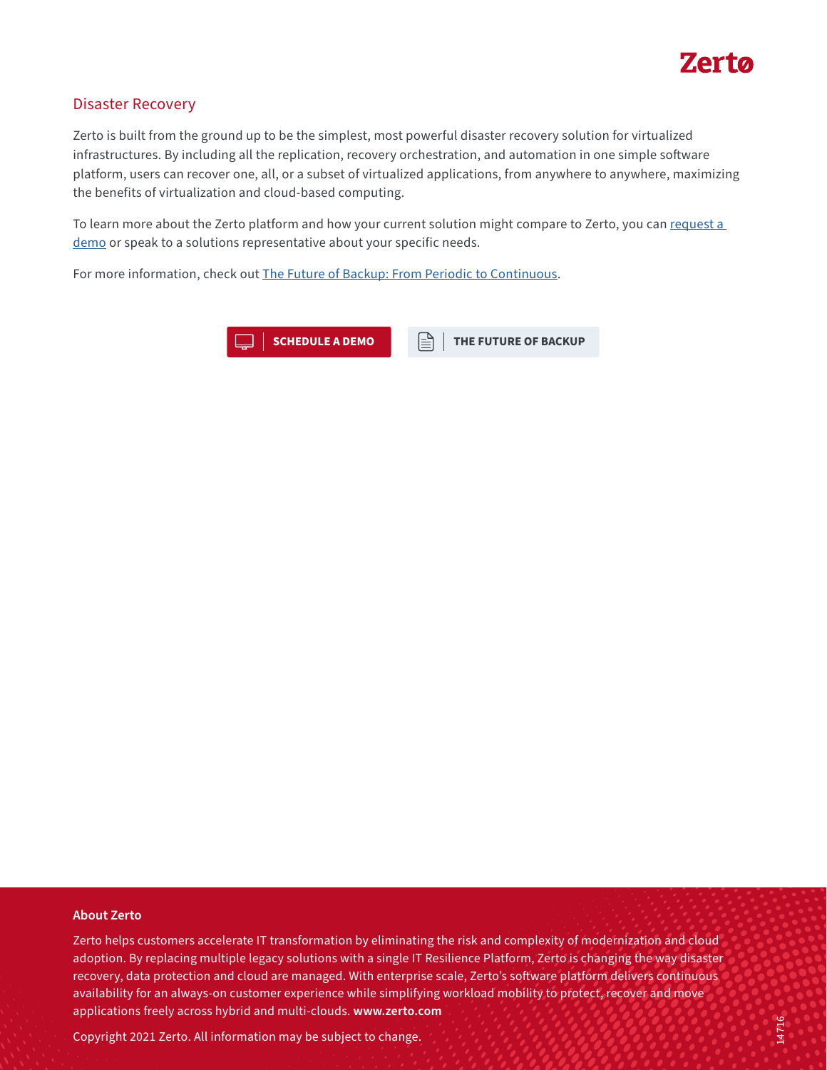## Disaster Recovery

Zerto is built from the ground up to be the simplest, most powerful disaster recovery solution for virtualized infrastructures. By including all the replication, recovery orchestration, and automation in one simple software platform, users can recover one, all, or a subset of virtualized applications, from anywhere to anywhere, maximizing the benefits of virtualization and cloud-based computing.

To learn more about the Zerto platform and how your current solution might compare to Zerto, you can request a demo or speak to a solutions representative about your specific needs.

For more information, check out The Future of Backup: From Periodic to Continuous.

SCHEDULE A DEMO

THE FUTURE OF BACKUP

### About Zerto

Zerto helps customers accelerate IT transformation by eliminating the risk and complexity of modernization and cloud adoption. By replacing multiple legacy solutions with a single IT Resilience Platform, Zerto is changing the way disaster recovery, data protection and cloud are managed. With enterprise scale, Zerto's software platform delivers continuous availability for an always-on customer experience while simplifying workload mobility to protect, recover and move applications freely across hybrid and multi-clouds. **www.zerto.com**

Copyright 2021 Zerto. All information may be subject to change.

14716